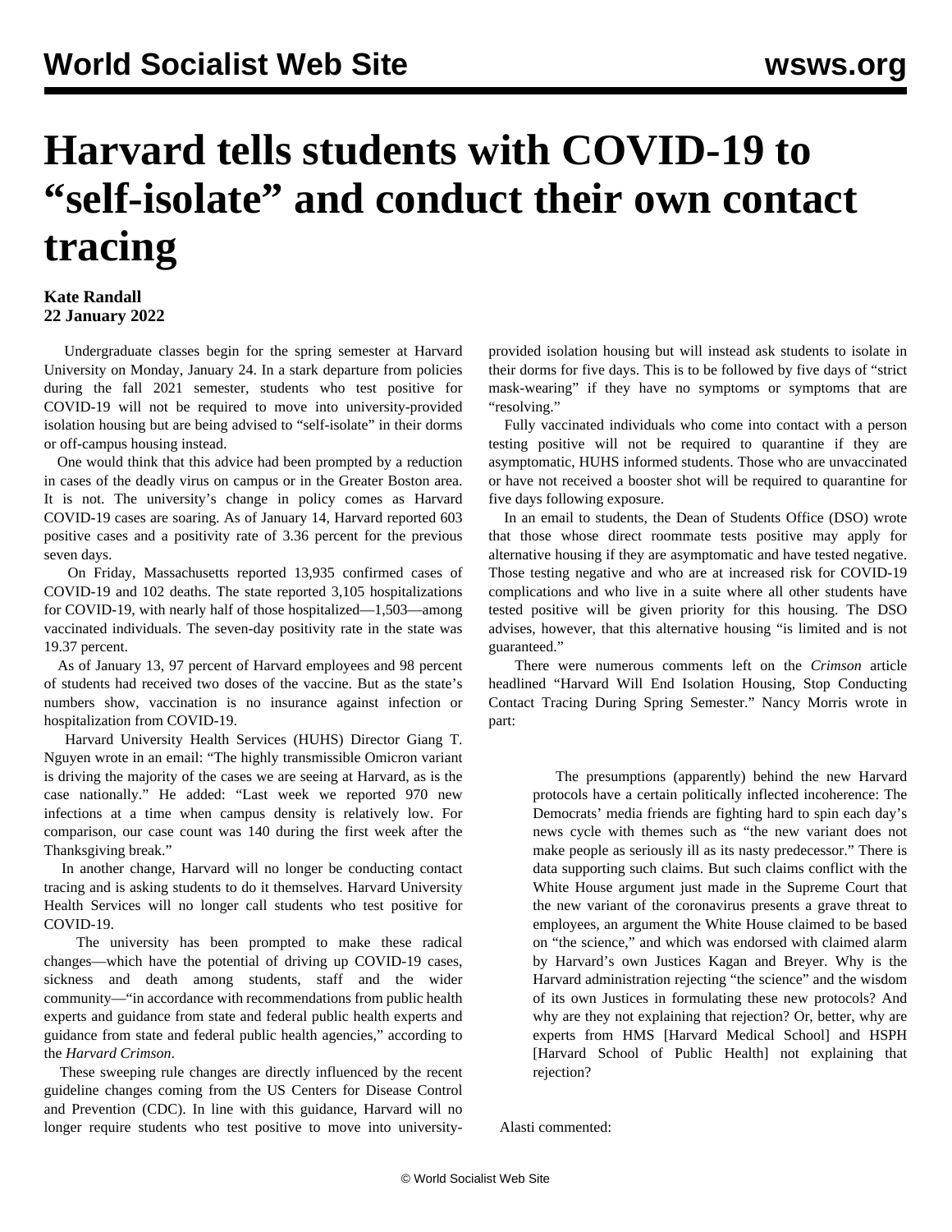# Harvard tells students with COVID-19 to "self-isolate" and conduct their own contact tracing

**Kate Randall**
**22 January 2022**

Undergraduate classes begin for the spring semester at Harvard University on Monday, January 24. In a stark departure from policies during the fall 2021 semester, students who test positive for COVID-19 will not be required to move into university-provided isolation housing but are being advised to "self-isolate" in their dorms or off-campus housing instead.

One would think that this advice had been prompted by a reduction in cases of the deadly virus on campus or in the Greater Boston area. It is not. The university's change in policy comes as Harvard COVID-19 cases are soaring. As of January 14, Harvard reported 603 positive cases and a positivity rate of 3.36 percent for the previous seven days.

On Friday, Massachusetts reported 13,935 confirmed cases of COVID-19 and 102 deaths. The state reported 3,105 hospitalizations for COVID-19, with nearly half of those hospitalized—1,503—among vaccinated individuals. The seven-day positivity rate in the state was 19.37 percent.

As of January 13, 97 percent of Harvard employees and 98 percent of students had received two doses of the vaccine. But as the state's numbers show, vaccination is no insurance against infection or hospitalization from COVID-19.

Harvard University Health Services (HUHS) Director Giang T. Nguyen wrote in an email: "The highly transmissible Omicron variant is driving the majority of the cases we are seeing at Harvard, as is the case nationally." He added: "Last week we reported 970 new infections at a time when campus density is relatively low. For comparison, our case count was 140 during the first week after the Thanksgiving break."

In another change, Harvard will no longer be conducting contact tracing and is asking students to do it themselves. Harvard University Health Services will no longer call students who test positive for COVID-19.

The university has been prompted to make these radical changes—which have the potential of driving up COVID-19 cases, sickness and death among students, staff and the wider community—"in accordance with recommendations from public health experts and guidance from state and federal public health experts and guidance from state and federal public health agencies," according to the *Harvard Crimson*.

These sweeping rule changes are directly influenced by the recent guideline changes coming from the US Centers for Disease Control and Prevention (CDC). In line with this guidance, Harvard will no longer require students who test positive to move into university-provided isolation housing but will instead ask students to isolate in their dorms for five days. This is to be followed by five days of "strict mask-wearing" if they have no symptoms or symptoms that are "resolving."

Fully vaccinated individuals who come into contact with a person testing positive will not be required to quarantine if they are asymptomatic, HUHS informed students. Those who are unvaccinated or have not received a booster shot will be required to quarantine for five days following exposure.

In an email to students, the Dean of Students Office (DSO) wrote that those whose direct roommate tests positive may apply for alternative housing if they are asymptomatic and have tested negative. Those testing negative and who are at increased risk for COVID-19 complications and who live in a suite where all other students have tested positive will be given priority for this housing. The DSO advises, however, that this alternative housing "is limited and is not guaranteed."

There were numerous comments left on the *Crimson* article headlined "Harvard Will End Isolation Housing, Stop Conducting Contact Tracing During Spring Semester." Nancy Morris wrote in part:

> The presumptions (apparently) behind the new Harvard protocols have a certain politically inflected incoherence: The Democrats' media friends are fighting hard to spin each day's news cycle with themes such as "the new variant does not make people as seriously ill as its nasty predecessor." There is data supporting such claims. But such claims conflict with the White House argument just made in the Supreme Court that the new variant of the coronavirus presents a grave threat to employees, an argument the White House claimed to be based on "the science," and which was endorsed with claimed alarm by Harvard's own Justices Kagan and Breyer. Why is the Harvard administration rejecting "the science" and the wisdom of its own Justices in formulating these new protocols? And why are they not explaining that rejection? Or, better, why are experts from HMS [Harvard Medical School] and HSPH [Harvard School of Public Health] not explaining that rejection?

Alasti commented: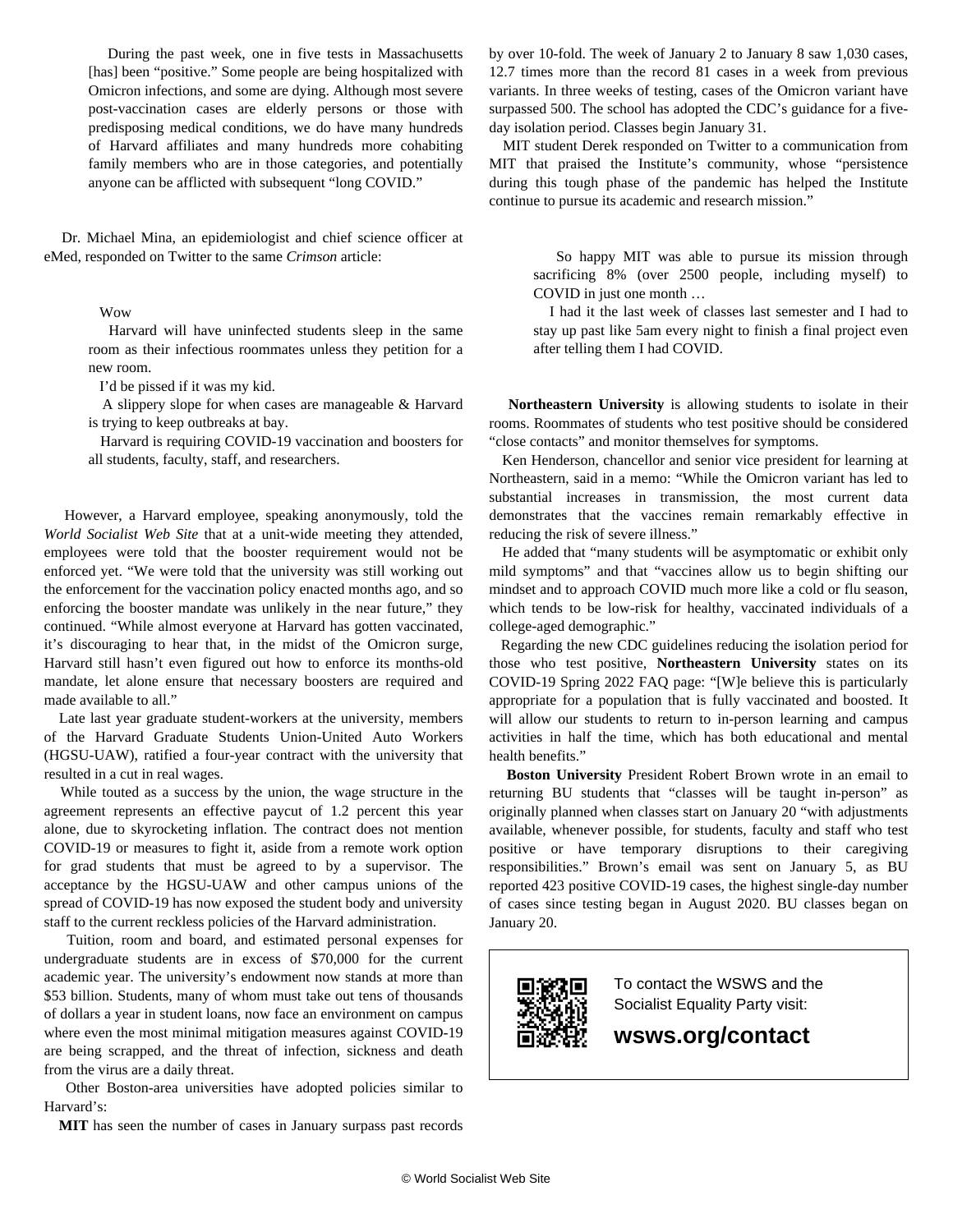> During the past week, one in five tests in Massachusetts [has] been "positive." Some people are being hospitalized with Omicron infections, and some are dying. Although most severe post-vaccination cases are elderly persons or those with predisposing medical conditions, we do have many hundreds of Harvard affiliates and many hundreds more cohabiting family members who are in those categories, and potentially anyone can be afflicted with subsequent "long COVID."

Dr. Michael Mina, an epidemiologist and chief science officer at eMed, responded on Twitter to the same *Crimson* article:

> Wow
>
> Harvard will have uninfected students sleep in the same room as their infectious roommates unless they petition for a new room.
>
> I'd be pissed if it was my kid.
>
> A slippery slope for when cases are manageable & Harvard is trying to keep outbreaks at bay.
>
> Harvard is requiring COVID-19 vaccination and boosters for all students, faculty, staff, and researchers.

However, a Harvard employee, speaking anonymously, told the *World Socialist Web Site* that at a unit-wide meeting they attended, employees were told that the booster requirement would not be enforced yet. "We were told that the university was still working out the enforcement for the vaccination policy enacted months ago, and so enforcing the booster mandate was unlikely in the near future," they continued. "While almost everyone at Harvard has gotten vaccinated, it's discouraging to hear that, in the midst of the Omicron surge, Harvard still hasn't even figured out how to enforce its months-old mandate, let alone ensure that necessary boosters are required and made available to all."

Late last year graduate student-workers at the university, members of the Harvard Graduate Students Union-United Auto Workers (HGSU-UAW), ratified a four-year contract with the university that resulted in a cut in real wages.

While touted as a success by the union, the wage structure in the agreement represents an effective paycut of 1.2 percent this year alone, due to skyrocketing inflation. The contract does not mention COVID-19 or measures to fight it, aside from a remote work option for grad students that must be agreed to by a supervisor. The acceptance by the HGSU-UAW and other campus unions of the spread of COVID-19 has now exposed the student body and university staff to the current reckless policies of the Harvard administration.

Tuition, room and board, and estimated personal expenses for undergraduate students are in excess of $70,000 for the current academic year. The university's endowment now stands at more than $53 billion. Students, many of whom must take out tens of thousands of dollars a year in student loans, now face an environment on campus where even the most minimal mitigation measures against COVID-19 are being scrapped, and the threat of infection, sickness and death from the virus are a daily threat.

Other Boston-area universities have adopted policies similar to Harvard's:

**MIT** has seen the number of cases in January surpass past records by over 10-fold. The week of January 2 to January 8 saw 1,030 cases, 12.7 times more than the record 81 cases in a week from previous variants. In three weeks of testing, cases of the Omicron variant have surpassed 500. The school has adopted the CDC's guidance for a five-day isolation period. Classes begin January 31.

MIT student Derek responded on Twitter to a communication from MIT that praised the Institute's community, whose "persistence during this tough phase of the pandemic has helped the Institute continue to pursue its academic and research mission."

> So happy MIT was able to pursue its mission through sacrificing 8% (over 2500 people, including myself) to COVID in just one month …
>
> I had it the last week of classes last semester and I had to stay up past like 5am every night to finish a final project even after telling them I had COVID.

**Northeastern University** is allowing students to isolate in their rooms. Roommates of students who test positive should be considered "close contacts" and monitor themselves for symptoms.

Ken Henderson, chancellor and senior vice president for learning at Northeastern, said in a memo: "While the Omicron variant has led to substantial increases in transmission, the most current data demonstrates that the vaccines remain remarkably effective in reducing the risk of severe illness."

He added that "many students will be asymptomatic or exhibit only mild symptoms" and that "vaccines allow us to begin shifting our mindset and to approach COVID much more like a cold or flu season, which tends to be low-risk for healthy, vaccinated individuals of a college-aged demographic."

Regarding the new CDC guidelines reducing the isolation period for those who test positive, **Northeastern University** states on its COVID-19 Spring 2022 FAQ page: "[W]e believe this is particularly appropriate for a population that is fully vaccinated and boosted. It will allow our students to return to in-person learning and campus activities in half the time, which has both educational and mental health benefits."

**Boston University** President Robert Brown wrote in an email to returning BU students that "classes will be taught in-person" as originally planned when classes start on January 20 "with adjustments available, whenever possible, for students, faculty and staff who test positive or have temporary disruptions to their caregiving responsibilities." Brown's email was sent on January 5, as BU reported 423 positive COVID-19 cases, the highest single-day number of cases since testing began in August 2020. BU classes began on January 20.

To contact the WSWS and the Socialist Equality Party visit:

**wsws.org/contact**